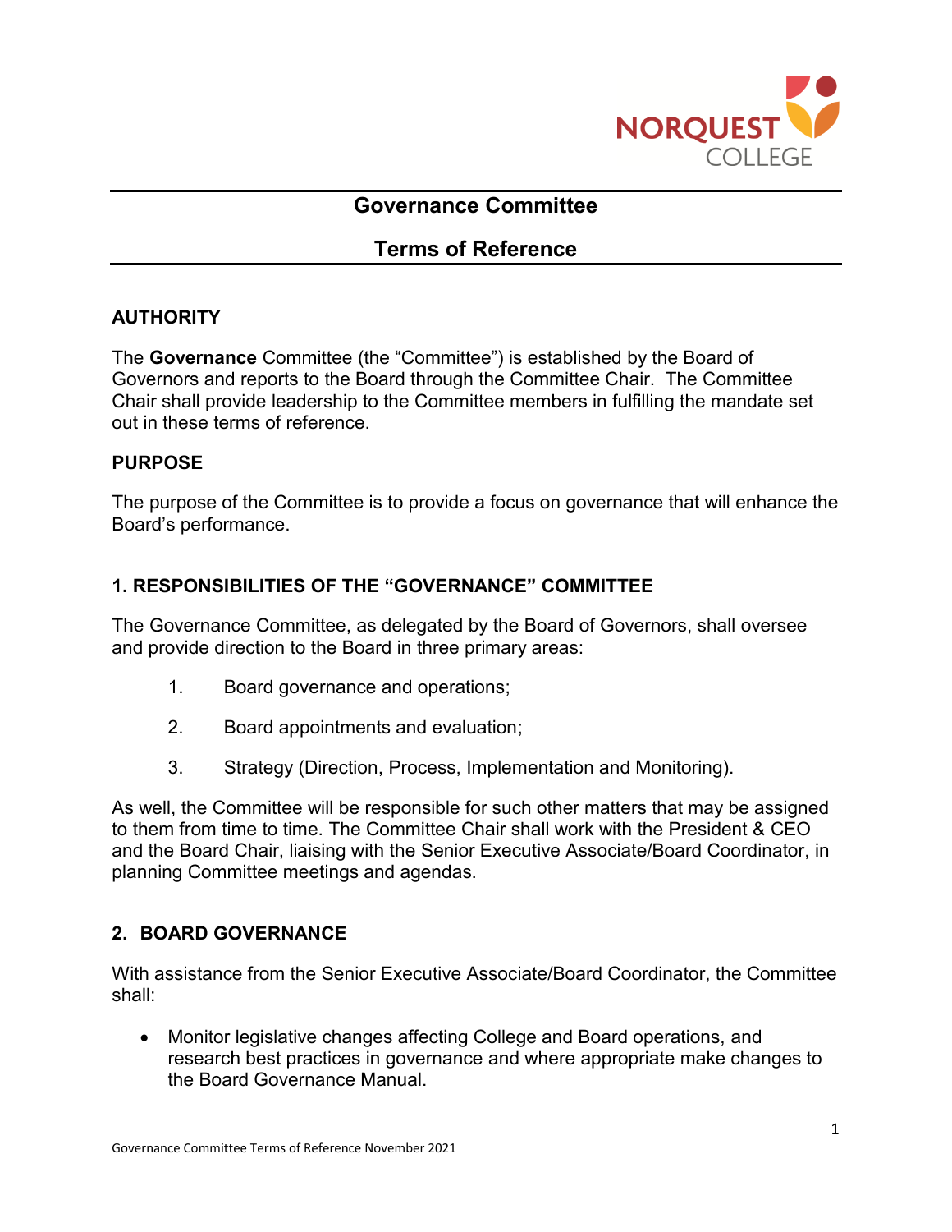# Governance Committee

# Terms of Reference

## AUTHORITY

The **Governance** Committee (the "Committee") is established by the Board of Governors and reports to the Board through the Committee Chair. The Committee Chair shall provide leadership to the Committee members in fulfilling the mandate set out in these terms of reference.

## PURPOSE

The purpose of the Committee is to provide a focus on governance that will enhance the Board's performance.

## 1. RESPONSIBILITIES OF THE "GOVERNANCE" COMMITTEE

The Governance Committee, as delegated by the Board of Governors, shall oversee and provide direction to the Board in three primary areas:

1. Board governance and operations;
2. Board appointments and evaluation;
3. Strategy (Direction, Process, Implementation and Monitoring).

As well, the Committee will be responsible for such other matters that may be assigned to them from time to time. The Committee Chair shall work with the President & CEO and the Board Chair, liaising with the Senior Executive Associate/Board Coordinator, in planning Committee meetings and agendas.

## 2. BOARD GOVERNANCE

With assistance from the Senior Executive Associate/Board Coordinator, the Committee shall:

- Monitor legislative changes affecting College and Board operations, and research best practices in governance and where appropriate make changes to the Board Governance Manual.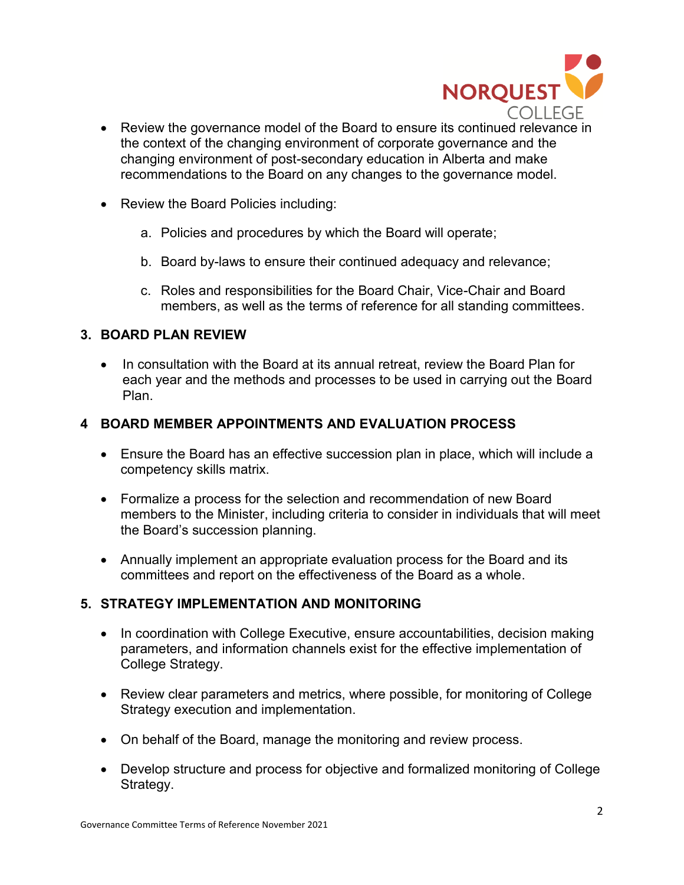- Review the governance model of the Board to ensure its continued relevance in the context of the changing environment of corporate governance and the changing environment of post-secondary education in Alberta and make recommendations to the Board on any changes to the governance model.

- Review the Board Policies including:

    a. Policies and procedures by which the Board will operate;

    b. Board by-laws to ensure their continued adequacy and relevance;

    c. Roles and responsibilities for the Board Chair, Vice-Chair and Board members, as well as the terms of reference for all standing committees.

## 3. BOARD PLAN REVIEW

- In consultation with the Board at its annual retreat, review the Board Plan for each year and the methods and processes to be used in carrying out the Board Plan.

## 4 BOARD MEMBER APPOINTMENTS AND EVALUATION PROCESS

- Ensure the Board has an effective succession plan in place, which will include a competency skills matrix.

- Formalize a process for the selection and recommendation of new Board members to the Minister, including criteria to consider in individuals that will meet the Board's succession planning.

- Annually implement an appropriate evaluation process for the Board and its committees and report on the effectiveness of the Board as a whole.

## 5. STRATEGY IMPLEMENTATION AND MONITORING

- In coordination with College Executive, ensure accountabilities, decision making parameters, and information channels exist for the effective implementation of College Strategy.

- Review clear parameters and metrics, where possible, for monitoring of College Strategy execution and implementation.

- On behalf of the Board, manage the monitoring and review process.

- Develop structure and process for objective and formalized monitoring of College Strategy.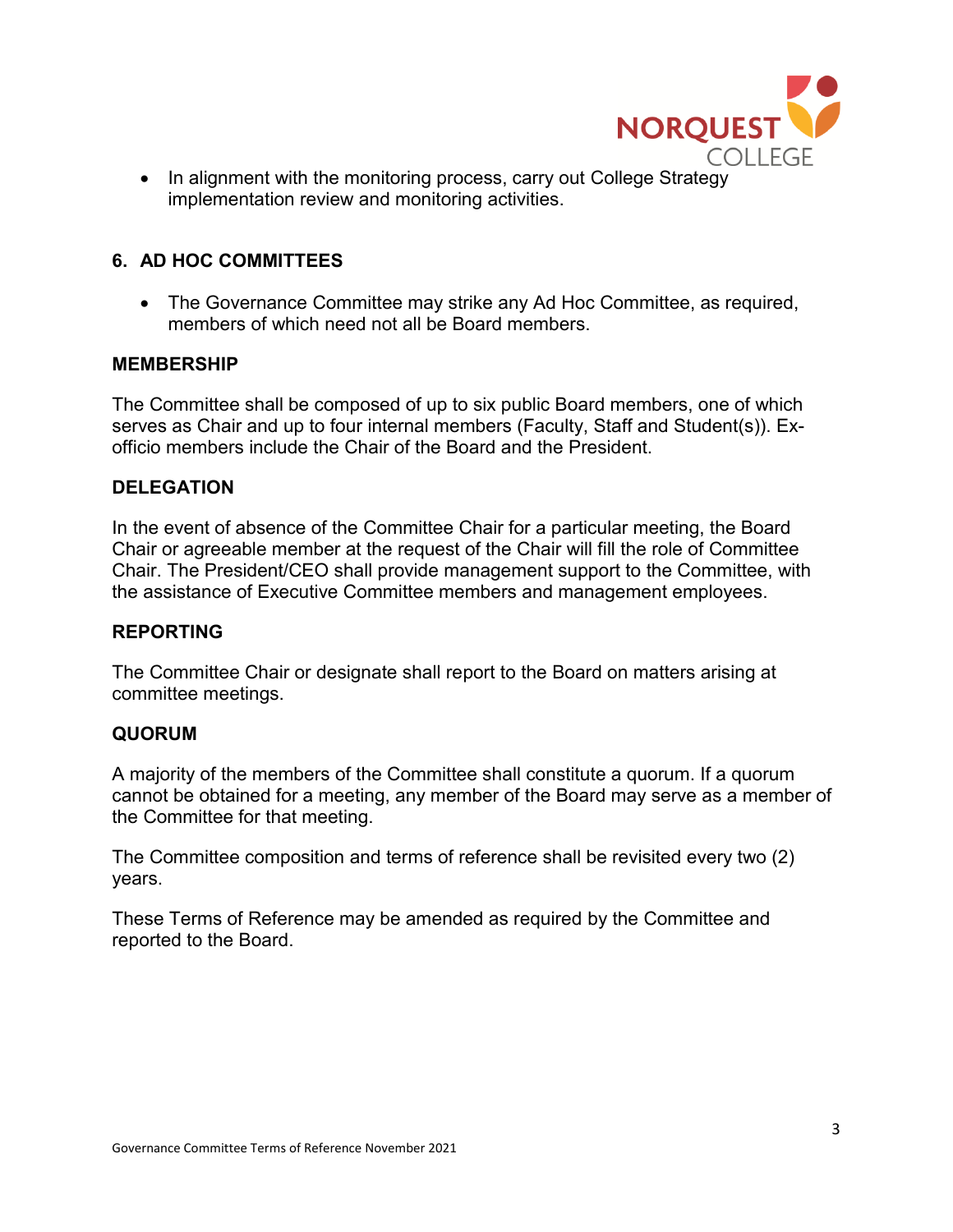- In alignment with the monitoring process, carry out College Strategy implementation review and monitoring activities.

### 6. AD HOC COMMITTEES

- The Governance Committee may strike any Ad Hoc Committee, as required, members of which need not all be Board members.

## MEMBERSHIP

The Committee shall be composed of up to six public Board members, one of which serves as Chair and up to four internal members (Faculty, Staff and Student(s)). Ex-officio members include the Chair of the Board and the President.

## DELEGATION

In the event of absence of the Committee Chair for a particular meeting, the Board Chair or agreeable member at the request of the Chair will fill the role of Committee Chair. The President/CEO shall provide management support to the Committee, with the assistance of Executive Committee members and management employees.

## REPORTING

The Committee Chair or designate shall report to the Board on matters arising at committee meetings.

## QUORUM

A majority of the members of the Committee shall constitute a quorum. If a quorum cannot be obtained for a meeting, any member of the Board may serve as a member of the Committee for that meeting.

The Committee composition and terms of reference shall be revisited every two (2) years.

These Terms of Reference may be amended as required by the Committee and reported to the Board.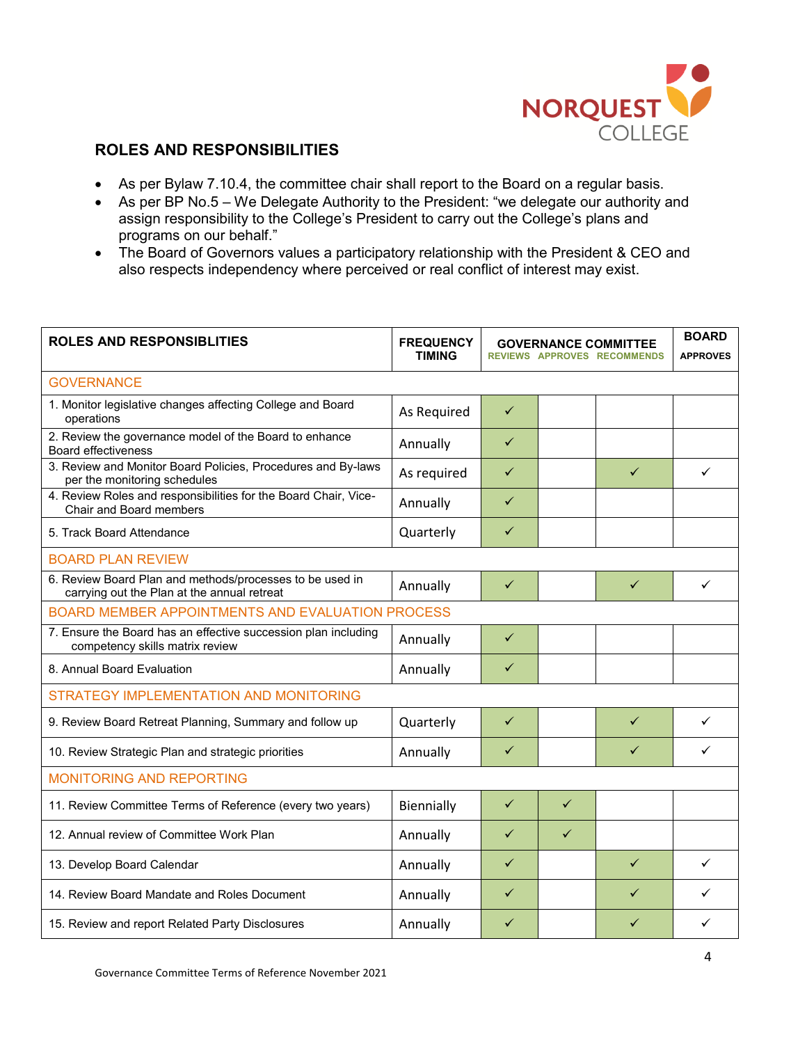## ROLES AND RESPONSIBILITIES

- As per Bylaw 7.10.4, the committee chair shall report to the Board on a regular basis.
- As per BP No.5 – We Delegate Authority to the President: "we delegate our authority and assign responsibility to the College's President to carry out the College's plans and programs on our behalf."
- The Board of Governors values a participatory relationship with the President & CEO and also respects independency where perceived or real conflict of interest may exist.

| ROLES AND RESPONSIBLITIES | FREQUENCY TIMING | GOVERNANCE COMMITTEE | | | BOARD |
|---|---|---|---|---|---|
| | | REVIEWS | APPROVES | RECOMMENDS | APPROVES |
| **GOVERNANCE** | | | | | |
| 1. Monitor legislative changes affecting College and Board operations | As Required | ✓ | | | |
| 2. Review the governance model of the Board to enhance Board effectiveness | Annually | ✓ | | | |
| 3. Review and Monitor Board Policies, Procedures and By-laws per the monitoring schedules | As required | ✓ | | ✓ | ✓ |
| 4. Review Roles and responsibilities for the Board Chair, Vice-Chair and Board members | Annually | ✓ | | | |
| 5. Track Board Attendance | Quarterly | ✓ | | | |
| **BOARD PLAN REVIEW** | | | | | |
| 6. Review Board Plan and methods/processes to be used in carrying out the Plan at the annual retreat | Annually | ✓ | | ✓ | ✓ |
| **BOARD MEMBER APPOINTMENTS AND EVALUATION PROCESS** | | | | | |
| 7. Ensure the Board has an effective succession plan including competency skills matrix review | Annually | ✓ | | | |
| 8. Annual Board Evaluation | Annually | ✓ | | | |
| **STRATEGY IMPLEMENTATION AND MONITORING** | | | | | |
| 9. Review Board Retreat Planning, Summary and follow up | Quarterly | ✓ | | ✓ | ✓ |
| 10. Review Strategic Plan and strategic priorities | Annually | ✓ | | ✓ | ✓ |
| **MONITORING AND REPORTING** | | | | | |
| 11. Review Committee Terms of Reference (every two years) | Biennially | ✓ | ✓ | | |
| 12. Annual review of Committee Work Plan | Annually | ✓ | ✓ | | |
| 13. Develop Board Calendar | Annually | ✓ | | ✓ | ✓ |
| 14. Review Board Mandate and Roles Document | Annually | ✓ | | ✓ | ✓ |
| 15. Review and report Related Party Disclosures | Annually | ✓ | | ✓ | ✓ |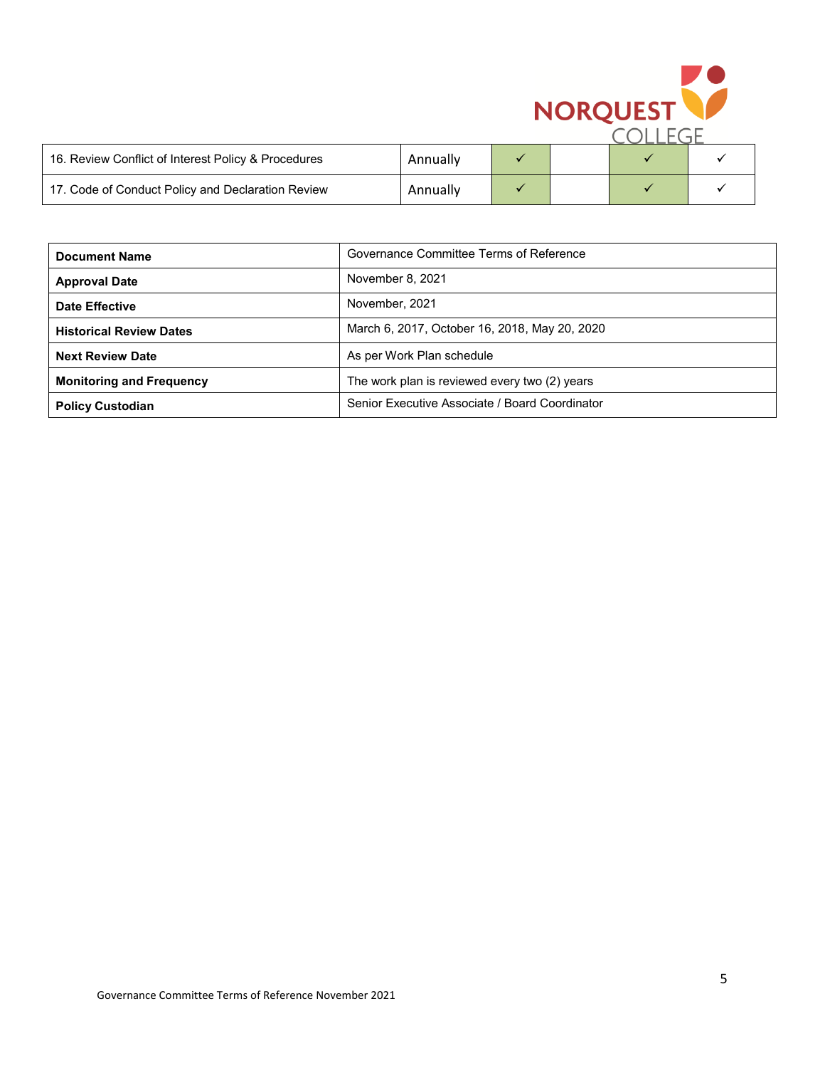| | | | | | |
|---|---|---|---|---|---|
| 16. Review Conflict of Interest Policy & Procedures | Annually | ✓ | | ✓ | ✓ |
| 17. Code of Conduct Policy and Declaration Review | Annually | ✓ | | ✓ | ✓ |

| | |
|---|---|
| **Document Name** | Governance Committee Terms of Reference |
| **Approval Date** | November 8, 2021 |
| **Date Effective** | November, 2021 |
| **Historical Review Dates** | March 6, 2017, October 16, 2018, May 20, 2020 |
| **Next Review Date** | As per Work Plan schedule |
| **Monitoring and Frequency** | The work plan is reviewed every two (2) years |
| **Policy Custodian** | Senior Executive Associate / Board Coordinator |